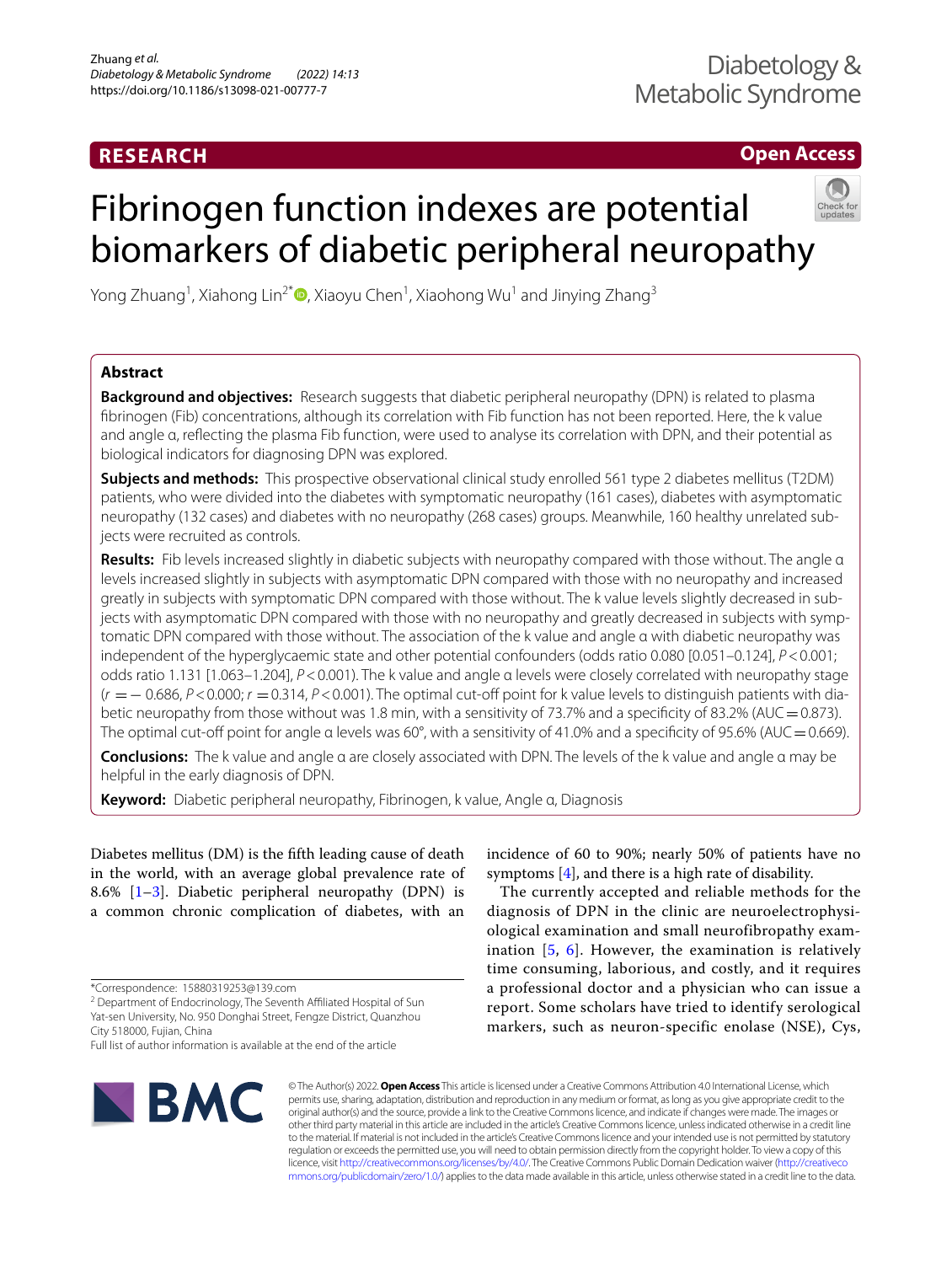RESEARCH

Open Access

# Fibrinogen function indexes are potential biomarkers of diabetic peripheral neuropathy

Yong Zhuang[1], Xiahong Lin[2*], Xiaoyu Chen[1], Xiaohong Wu[1] and Jinying Zhang[3]

## Abstract

**Background and objectives:** Research suggests that diabetic peripheral neuropathy (DPN) is related to plasma fibrinogen (Fib) concentrations, although its correlation with Fib function has not been reported. Here, the k value and angle α, reflecting the plasma Fib function, were used to analyse its correlation with DPN, and their potential as biological indicators for diagnosing DPN was explored.

**Subjects and methods:** This prospective observational clinical study enrolled 561 type 2 diabetes mellitus (T2DM) patients, who were divided into the diabetes with symptomatic neuropathy (161 cases), diabetes with asymptomatic neuropathy (132 cases) and diabetes with no neuropathy (268 cases) groups. Meanwhile, 160 healthy unrelated subjects were recruited as controls.

**Results:** Fib levels increased slightly in diabetic subjects with neuropathy compared with those without. The angle α levels increased slightly in subjects with asymptomatic DPN compared with those with no neuropathy and increased greatly in subjects with symptomatic DPN compared with those without. The k value levels slightly decreased in subjects with asymptomatic DPN compared with those with no neuropathy and greatly decreased in subjects with symptomatic DPN compared with those without. The association of the k value and angle α with diabetic neuropathy was independent of the hyperglycaemic state and other potential confounders (odds ratio 0.080 [0.051–0.124], $P<0.001$; odds ratio 1.131 [1.063–1.204], $P<0.001$). The k value and angle α levels were closely correlated with neuropathy stage ($r=-0.686$, $P<0.000$; $r=0.314$, $P<0.001$). The optimal cut-off point for k value levels to distinguish patients with diabetic neuropathy from those without was 1.8 min, with a sensitivity of 73.7% and a specificity of 83.2% (AUC = 0.873). The optimal cut-off point for angle α levels was 60°, with a sensitivity of 41.0% and a specificity of 95.6% (AUC = 0.669).

**Conclusions:** The k value and angle α are closely associated with DPN. The levels of the k value and angle α may be helpful in the early diagnosis of DPN.

**Keyword:** Diabetic peripheral neuropathy, Fibrinogen, k value, Angle α, Diagnosis

Diabetes mellitus (DM) is the fifth leading cause of death in the world, with an average global prevalence rate of 8.6% [1–3]. Diabetic peripheral neuropathy (DPN) is a common chronic complication of diabetes, with an incidence of 60 to 90%; nearly 50% of patients have no symptoms [4], and there is a high rate of disability.

The currently accepted and reliable methods for the diagnosis of DPN in the clinic are neuroelectrophysiological examination and small neurofibropathy examination [5, 6]. However, the examination is relatively time consuming, laborious, and costly, and it requires a professional doctor and a physician who can issue a report. Some scholars have tried to identify serological markers, such as neuron-specific enolase (NSE), Cys,

*Correspondence: 15880319253@139.com
[2] Department of Endocrinology, The Seventh Affiliated Hospital of Sun Yat-sen University, No. 950 Donghai Street, Fengze District, Quanzhou City 518000, Fujian, China
Full list of author information is available at the end of the article

© The Author(s) 2022. **Open Access** This article is licensed under a Creative Commons Attribution 4.0 International License, which permits use, sharing, adaptation, distribution and reproduction in any medium or format, as long as you give appropriate credit to the original author(s) and the source, provide a link to the Creative Commons licence, and indicate if changes were made. The images or other third party material in this article are included in the article's Creative Commons licence, unless indicated otherwise in a credit line to the material. If material is not included in the article's Creative Commons licence and your intended use is not permitted by statutory regulation or exceeds the permitted use, you will need to obtain permission directly from the copyright holder. To view a copy of this licence, visit http://creativecommons.org/licenses/by/4.0/. The Creative Commons Public Domain Dedication waiver (http://creativecommons.org/publicdomain/zero/1.0/) applies to the data made available in this article, unless otherwise stated in a credit line to the data.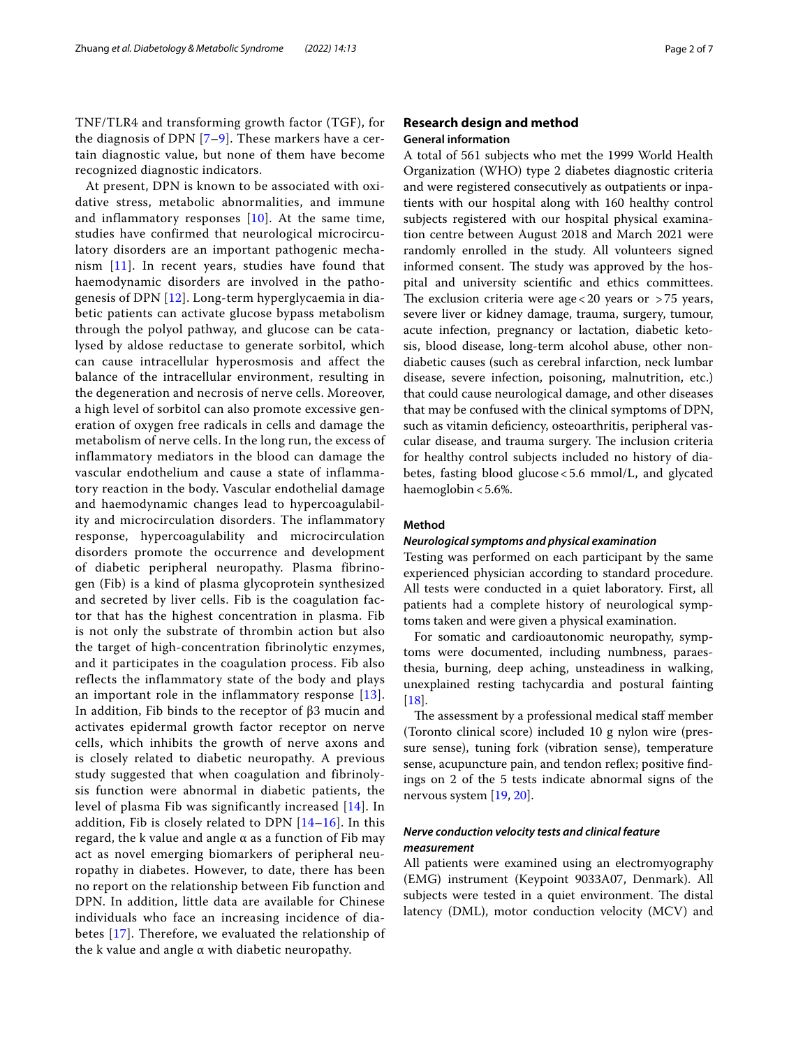TNF/TLR4 and transforming growth factor (TGF), for the diagnosis of DPN [7–9]. These markers have a certain diagnostic value, but none of them have become recognized diagnostic indicators.

At present, DPN is known to be associated with oxidative stress, metabolic abnormalities, and immune and inflammatory responses [10]. At the same time, studies have confirmed that neurological microcirculatory disorders are an important pathogenic mechanism [11]. In recent years, studies have found that haemodynamic disorders are involved in the pathogenesis of DPN [12]. Long-term hyperglycaemia in diabetic patients can activate glucose bypass metabolism through the polyol pathway, and glucose can be catalysed by aldose reductase to generate sorbitol, which can cause intracellular hyperosmosis and affect the balance of the intracellular environment, resulting in the degeneration and necrosis of nerve cells. Moreover, a high level of sorbitol can also promote excessive generation of oxygen free radicals in cells and damage the metabolism of nerve cells. In the long run, the excess of inflammatory mediators in the blood can damage the vascular endothelium and cause a state of inflammatory reaction in the body. Vascular endothelial damage and haemodynamic changes lead to hypercoagulability and microcirculation disorders. The inflammatory response, hypercoagulability and microcirculation disorders promote the occurrence and development of diabetic peripheral neuropathy. Plasma fibrinogen (Fib) is a kind of plasma glycoprotein synthesized and secreted by liver cells. Fib is the coagulation factor that has the highest concentration in plasma. Fib is not only the substrate of thrombin action but also the target of high-concentration fibrinolytic enzymes, and it participates in the coagulation process. Fib also reflects the inflammatory state of the body and plays an important role in the inflammatory response [13]. In addition, Fib binds to the receptor of β3 mucin and activates epidermal growth factor receptor on nerve cells, which inhibits the growth of nerve axons and is closely related to diabetic neuropathy. A previous study suggested that when coagulation and fibrinolysis function were abnormal in diabetic patients, the level of plasma Fib was significantly increased [14]. In addition, Fib is closely related to DPN [14–16]. In this regard, the k value and angle α as a function of Fib may act as novel emerging biomarkers of peripheral neuropathy in diabetes. However, to date, there has been no report on the relationship between Fib function and DPN. In addition, little data are available for Chinese individuals who face an increasing incidence of diabetes [17]. Therefore, we evaluated the relationship of the k value and angle α with diabetic neuropathy.

## Research design and method

### General information

A total of 561 subjects who met the 1999 World Health Organization (WHO) type 2 diabetes diagnostic criteria and were registered consecutively as outpatients or inpatients with our hospital along with 160 healthy control subjects registered with our hospital physical examination centre between August 2018 and March 2021 were randomly enrolled in the study. All volunteers signed informed consent. The study was approved by the hospital and university scientific and ethics committees. The exclusion criteria were age < 20 years or > 75 years, severe liver or kidney damage, trauma, surgery, tumour, acute infection, pregnancy or lactation, diabetic ketosis, blood disease, long-term alcohol abuse, other non-diabetic causes (such as cerebral infarction, neck lumbar disease, severe infection, poisoning, malnutrition, etc.) that could cause neurological damage, and other diseases that may be confused with the clinical symptoms of DPN, such as vitamin deficiency, osteoarthritis, peripheral vascular disease, and trauma surgery. The inclusion criteria for healthy control subjects included no history of diabetes, fasting blood glucose < 5.6 mmol/L, and glycated haemoglobin < 5.6%.

### Method

#### *Neurological symptoms and physical examination*

Testing was performed on each participant by the same experienced physician according to standard procedure. All tests were conducted in a quiet laboratory. First, all patients had a complete history of neurological symptoms taken and were given a physical examination.

For somatic and cardioautonomic neuropathy, symptoms were documented, including numbness, paraesthesia, burning, deep aching, unsteadiness in walking, unexplained resting tachycardia and postural fainting [18].

The assessment by a professional medical staff member (Toronto clinical score) included 10 g nylon wire (pressure sense), tuning fork (vibration sense), temperature sense, acupuncture pain, and tendon reflex; positive findings on 2 of the 5 tests indicate abnormal signs of the nervous system [19, 20].

#### *Nerve conduction velocity tests and clinical feature measurement*

All patients were examined using an electromyography (EMG) instrument (Keypoint 9033A07, Denmark). All subjects were tested in a quiet environment. The distal latency (DML), motor conduction velocity (MCV) and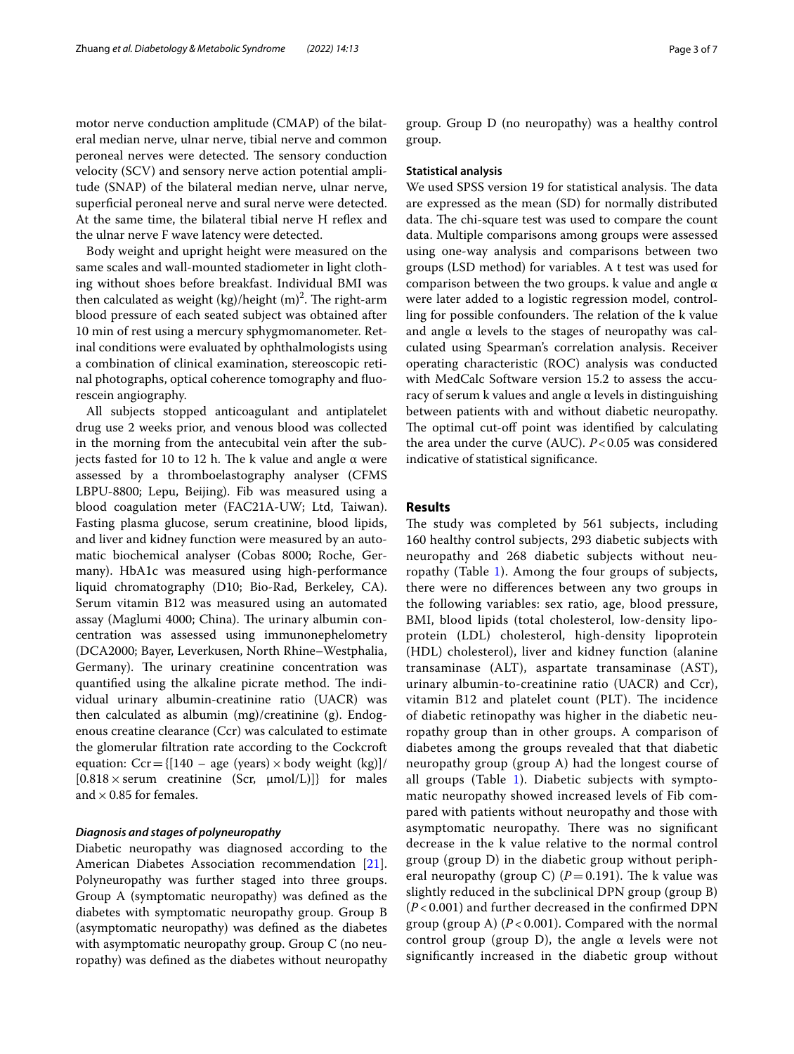motor nerve conduction amplitude (CMAP) of the bilateral median nerve, ulnar nerve, tibial nerve and common peroneal nerves were detected. The sensory conduction velocity (SCV) and sensory nerve action potential amplitude (SNAP) of the bilateral median nerve, ulnar nerve, superficial peroneal nerve and sural nerve were detected. At the same time, the bilateral tibial nerve H reflex and the ulnar nerve F wave latency were detected.

Body weight and upright height were measured on the same scales and wall-mounted stadiometer in light clothing without shoes before breakfast. Individual BMI was then calculated as weight (kg)/height $(m)^2$. The right-arm blood pressure of each seated subject was obtained after 10 min of rest using a mercury sphygmomanometer. Retinal conditions were evaluated by ophthalmologists using a combination of clinical examination, stereoscopic retinal photographs, optical coherence tomography and fluorescein angiography.

All subjects stopped anticoagulant and antiplatelet drug use 2 weeks prior, and venous blood was collected in the morning from the antecubital vein after the subjects fasted for 10 to 12 h. The k value and angle α were assessed by a thromboelastography analyser (CFMS LBPU-8800; Lepu, Beijing). Fib was measured using a blood coagulation meter (FAC21A-UW; Ltd, Taiwan). Fasting plasma glucose, serum creatinine, blood lipids, and liver and kidney function were measured by an automatic biochemical analyser (Cobas 8000; Roche, Germany). HbA1c was measured using high-performance liquid chromatography (D10; Bio-Rad, Berkeley, CA). Serum vitamin B12 was measured using an automated assay (Maglumi 4000; China). The urinary albumin concentration was assessed using immunonephelometry (DCA2000; Bayer, Leverkusen, North Rhine–Westphalia, Germany). The urinary creatinine concentration was quantified using the alkaline picrate method. The individual urinary albumin-creatinine ratio (UACR) was then calculated as albumin (mg)/creatinine (g). Endogenous creatine clearance (Ccr) was calculated to estimate the glomerular filtration rate according to the Cockcroft equation: $Ccr = \{[140 - \text{age (years)} \times \text{body weight (kg)}]/[0.818 \times \text{serum creatinine (Scr, μmol/L)}]\}$ for males and $\times\, 0.85$ for females.

#### *Diagnosis and stages of polyneuropathy*

Diabetic neuropathy was diagnosed according to the American Diabetes Association recommendation [21]. Polyneuropathy was further staged into three groups. Group A (symptomatic neuropathy) was defined as the diabetes with symptomatic neuropathy group. Group B (asymptomatic neuropathy) was defined as the diabetes with asymptomatic neuropathy group. Group C (no neuropathy) was defined as the diabetes without neuropathy group. Group D (no neuropathy) was a healthy control group.

### Statistical analysis

We used SPSS version 19 for statistical analysis. The data are expressed as the mean (SD) for normally distributed data. The chi-square test was used to compare the count data. Multiple comparisons among groups were assessed using one-way analysis and comparisons between two groups (LSD method) for variables. A t test was used for comparison between the two groups. k value and angle α were later added to a logistic regression model, controlling for possible confounders. The relation of the k value and angle α levels to the stages of neuropathy was calculated using Spearman's correlation analysis. Receiver operating characteristic (ROC) analysis was conducted with MedCalc Software version 15.2 to assess the accuracy of serum k values and angle α levels in distinguishing between patients with and without diabetic neuropathy. The optimal cut-off point was identified by calculating the area under the curve (AUC). $P<0.05$ was considered indicative of statistical significance.

## Results

The study was completed by 561 subjects, including 160 healthy control subjects, 293 diabetic subjects with neuropathy and 268 diabetic subjects without neuropathy (Table 1). Among the four groups of subjects, there were no differences between any two groups in the following variables: sex ratio, age, blood pressure, BMI, blood lipids (total cholesterol, low-density lipoprotein (LDL) cholesterol, high-density lipoprotein (HDL) cholesterol), liver and kidney function (alanine transaminase (ALT), aspartate transaminase (AST), urinary albumin-to-creatinine ratio (UACR) and Ccr), vitamin B12 and platelet count (PLT). The incidence of diabetic retinopathy was higher in the diabetic neuropathy group than in other groups. A comparison of diabetes among the groups revealed that that diabetic neuropathy group (group A) had the longest course of all groups (Table 1). Diabetic subjects with symptomatic neuropathy showed increased levels of Fib compared with patients without neuropathy and those with asymptomatic neuropathy. There was no significant decrease in the k value relative to the normal control group (group D) in the diabetic group without peripheral neuropathy (group C) ($P=0.191$). The k value was slightly reduced in the subclinical DPN group (group B) ($P<0.001$) and further decreased in the confirmed DPN group (group A) ($P<0.001$). Compared with the normal control group (group D), the angle α levels were not significantly increased in the diabetic group without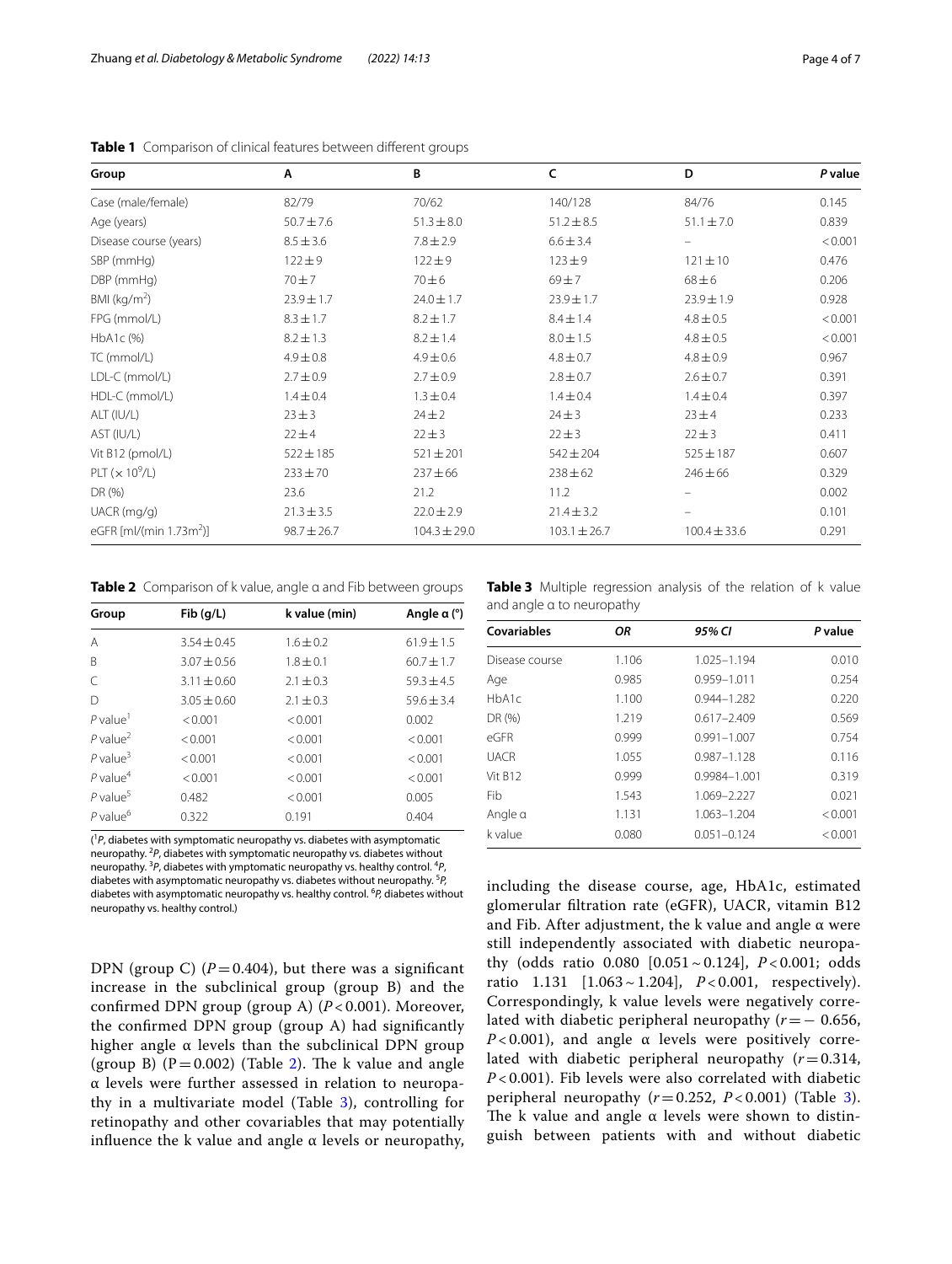**Table 1** Comparison of clinical features between different groups

| Group | A | B | C | D | *P* value |
|---|---|---|---|---|---|
| Case (male/female) | 82/79 | 70/62 | 140/128 | 84/76 | 0.145 |
| Age (years) | 50.7 ± 7.6 | 51.3 ± 8.0 | 51.2 ± 8.5 | 51.1 ± 7.0 | 0.839 |
| Disease course (years) | 8.5 ± 3.6 | 7.8 ± 2.9 | 6.6 ± 3.4 | – | < 0.001 |
| SBP (mmHg) | 122 ± 9 | 122 ± 9 | 123 ± 9 | 121 ± 10 | 0.476 |
| DBP (mmHg) | 70 ± 7 | 70 ± 6 | 69 ± 7 | 68 ± 6 | 0.206 |
| BMI (kg/m$^2$) | 23.9 ± 1.7 | 24.0 ± 1.7 | 23.9 ± 1.7 | 23.9 ± 1.9 | 0.928 |
| FPG (mmol/L) | 8.3 ± 1.7 | 8.2 ± 1.7 | 8.4 ± 1.4 | 4.8 ± 0.5 | < 0.001 |
| HbA1c (%) | 8.2 ± 1.3 | 8.2 ± 1.4 | 8.0 ± 1.5 | 4.8 ± 0.5 | < 0.001 |
| TC (mmol/L) | 4.9 ± 0.8 | 4.9 ± 0.6 | 4.8 ± 0.7 | 4.8 ± 0.9 | 0.967 |
| LDL-C (mmol/L) | 2.7 ± 0.9 | 2.7 ± 0.9 | 2.8 ± 0.7 | 2.6 ± 0.7 | 0.391 |
| HDL-C (mmol/L) | 1.4 ± 0.4 | 1.3 ± 0.4 | 1.4 ± 0.4 | 1.4 ± 0.4 | 0.397 |
| ALT (IU/L) | 23 ± 3 | 24 ± 2 | 24 ± 3 | 23 ± 4 | 0.233 |
| AST (IU/L) | 22 ± 4 | 22 ± 3 | 22 ± 3 | 22 ± 3 | 0.411 |
| Vit B12 (pmol/L) | 522 ± 185 | 521 ± 201 | 542 ± 204 | 525 ± 187 | 0.607 |
| PLT ($\times 10^9$/L) | 233 ± 70 | 237 ± 66 | 238 ± 62 | 246 ± 66 | 0.329 |
| DR (%) | 23.6 | 21.2 | 11.2 | – | 0.002 |
| UACR (mg/g) | 21.3 ± 3.5 | 22.0 ± 2.9 | 21.4 ± 3.2 | – | 0.101 |
| eGFR [ml/(min 1.73m$^2$)] | 98.7 ± 26.7 | 104.3 ± 29.0 | 103.1 ± 26.7 | 100.4 ± 33.6 | 0.291 |

**Table 2** Comparison of k value, angle α and Fib between groups

| Group | Fib (g/L) | k value (min) | Angle α (°) |
|---|---|---|---|
| A | 3.54 ± 0.45 | 1.6 ± 0.2 | 61.9 ± 1.5 |
| B | 3.07 ± 0.56 | 1.8 ± 0.1 | 60.7 ± 1.7 |
| C | 3.11 ± 0.60 | 2.1 ± 0.3 | 59.3 ± 4.5 |
| D | 3.05 ± 0.60 | 2.1 ± 0.3 | 59.6 ± 3.4 |
| *P* value[1] | < 0.001 | < 0.001 | 0.002 |
| *P* value[2] | < 0.001 | < 0.001 | < 0.001 |
| *P* value[3] | < 0.001 | < 0.001 | < 0.001 |
| *P* value[4] | < 0.001 | < 0.001 | < 0.001 |
| *P* value[5] | 0.482 | < 0.001 | 0.005 |
| *P* value[6] | 0.322 | 0.191 | 0.404 |

([1]*P*, diabetes with symptomatic neuropathy vs. diabetes with asymptomatic neuropathy. [2]*P*, diabetes with symptomatic neuropathy vs. diabetes without neuropathy. [3]*P*, diabetes with ymptomatic neuropathy vs. healthy control. [4]*P*, diabetes with asymptomatic neuropathy vs. diabetes without neuropathy. [5]*P*, diabetes with asymptomatic neuropathy vs. healthy control. [6]*P*, diabetes without neuropathy vs. healthy control.)

**Table 3** Multiple regression analysis of the relation of k value and angle α to neuropathy

| Covariables | *OR* | *95% CI* | *P* value |
|---|---|---|---|
| Disease course | 1.106 | 1.025–1.194 | 0.010 |
| Age | 0.985 | 0.959–1.011 | 0.254 |
| HbA1c | 1.100 | 0.944–1.282 | 0.220 |
| DR (%) | 1.219 | 0.617–2.409 | 0.569 |
| eGFR | 0.999 | 0.991–1.007 | 0.754 |
| UACR | 1.055 | 0.987–1.128 | 0.116 |
| Vit B12 | 0.999 | 0.9984–1.001 | 0.319 |
| Fib | 1.543 | 1.069–2.227 | 0.021 |
| Angle α | 1.131 | 1.063–1.204 | < 0.001 |
| k value | 0.080 | 0.051–0.124 | < 0.001 |

DPN (group C) ($P = 0.404$), but there was a significant increase in the subclinical group (group B) and the confirmed DPN group (group A) ($P < 0.001$). Moreover, the confirmed DPN group (group A) had significantly higher angle α levels than the subclinical DPN group (group B) ($P = 0.002$) (Table 2). The k value and angle α levels were further assessed in relation to neuropathy in a multivariate model (Table 3), controlling for retinopathy and other covariables that may potentially influence the k value and angle α levels or neuropathy, including the disease course, age, HbA1c, estimated glomerular filtration rate (eGFR), UACR, vitamin B12 and Fib. After adjustment, the k value and angle α were still independently associated with diabetic neuropathy (odds ratio 0.080 [0.051 ~ 0.124], $P < 0.001$; odds ratio 1.131 [1.063 ~ 1.204], $P < 0.001$, respectively). Correspondingly, k value levels were negatively correlated with diabetic peripheral neuropathy ($r = -0.656$, $P < 0.001$), and angle α levels were positively correlated with diabetic peripheral neuropathy ($r = 0.314$, $P < 0.001$). Fib levels were also correlated with diabetic peripheral neuropathy ($r = 0.252$, $P < 0.001$) (Table 3). The k value and angle α levels were shown to distinguish between patients with and without diabetic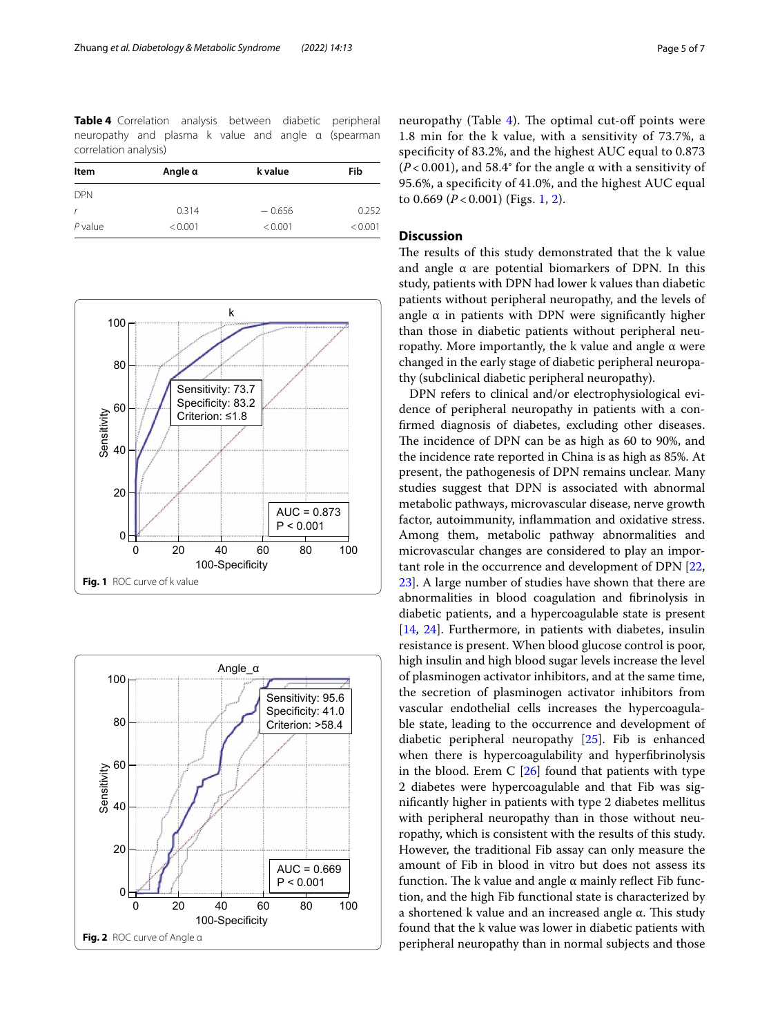**Table 4** Correlation analysis between diabetic peripheral neuropathy and plasma k value and angle α (spearman correlation analysis)

| Item | Angle α | k value | Fib |
|---|---|---|---|
| DPN | | | |
| *r* | 0.314 | − 0.656 | 0.252 |
| *P* value | < 0.001 | < 0.001 | < 0.001 |

**Fig. 1** ROC curve of k value

**Fig. 2** ROC curve of Angle α

neuropathy (Table 4). The optimal cut-off points were 1.8 min for the k value, with a sensitivity of 73.7%, a specificity of 83.2%, and the highest AUC equal to 0.873 ($P < 0.001$), and 58.4° for the angle α with a sensitivity of 95.6%, a specificity of 41.0%, and the highest AUC equal to 0.669 ($P < 0.001$) (Figs. 1, 2).

## Discussion

The results of this study demonstrated that the k value and angle α are potential biomarkers of DPN. In this study, patients with DPN had lower k values than diabetic patients without peripheral neuropathy, and the levels of angle α in patients with DPN were significantly higher than those in diabetic patients without peripheral neuropathy. More importantly, the k value and angle α were changed in the early stage of diabetic peripheral neuropathy (subclinical diabetic peripheral neuropathy).

DPN refers to clinical and/or electrophysiological evidence of peripheral neuropathy in patients with a confirmed diagnosis of diabetes, excluding other diseases. The incidence of DPN can be as high as 60 to 90%, and the incidence rate reported in China is as high as 85%. At present, the pathogenesis of DPN remains unclear. Many studies suggest that DPN is associated with abnormal metabolic pathways, microvascular disease, nerve growth factor, autoimmunity, inflammation and oxidative stress. Among them, metabolic pathway abnormalities and microvascular changes are considered to play an important role in the occurrence and development of DPN [22, 23]. A large number of studies have shown that there are abnormalities in blood coagulation and fibrinolysis in diabetic patients, and a hypercoagulable state is present [14, 24]. Furthermore, in patients with diabetes, insulin resistance is present. When blood glucose control is poor, high insulin and high blood sugar levels increase the level of plasminogen activator inhibitors, and at the same time, the secretion of plasminogen activator inhibitors from vascular endothelial cells increases the hypercoagulable state, leading to the occurrence and development of diabetic peripheral neuropathy [25]. Fib is enhanced when there is hypercoagulability and hyperfibrinolysis in the blood. Erem C [26] found that patients with type 2 diabetes were hypercoagulable and that Fib was significantly higher in patients with type 2 diabetes mellitus with peripheral neuropathy than in those without neuropathy, which is consistent with the results of this study. However, the traditional Fib assay can only measure the amount of Fib in blood in vitro but does not assess its function. The k value and angle α mainly reflect Fib function, and the high Fib functional state is characterized by a shortened k value and an increased angle α. This study found that the k value was lower in diabetic patients with peripheral neuropathy than in normal subjects and those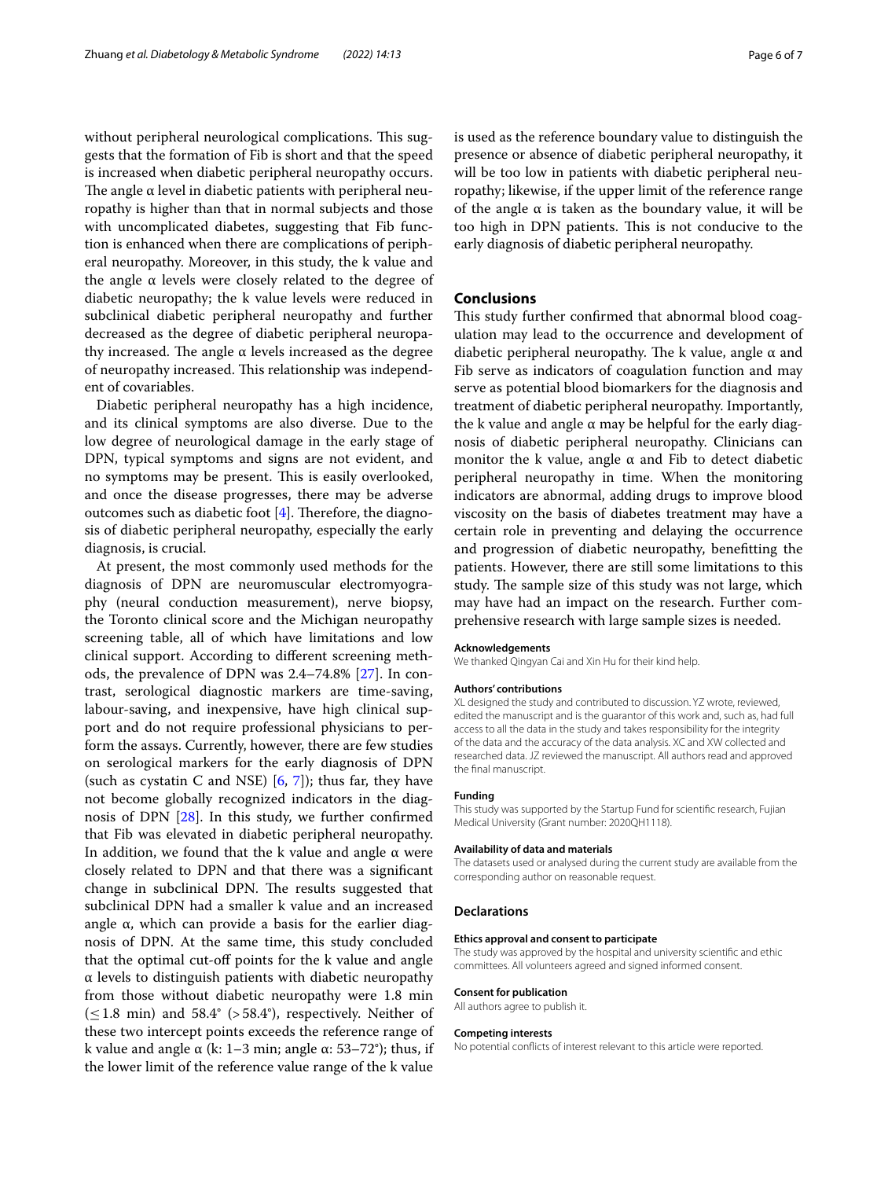without peripheral neurological complications. This suggests that the formation of Fib is short and that the speed is increased when diabetic peripheral neuropathy occurs. The angle α level in diabetic patients with peripheral neuropathy is higher than that in normal subjects and those with uncomplicated diabetes, suggesting that Fib function is enhanced when there are complications of peripheral neuropathy. Moreover, in this study, the k value and the angle α levels were closely related to the degree of diabetic neuropathy; the k value levels were reduced in subclinical diabetic peripheral neuropathy and further decreased as the degree of diabetic peripheral neuropathy increased. The angle α levels increased as the degree of neuropathy increased. This relationship was independent of covariables.

Diabetic peripheral neuropathy has a high incidence, and its clinical symptoms are also diverse. Due to the low degree of neurological damage in the early stage of DPN, typical symptoms and signs are not evident, and no symptoms may be present. This is easily overlooked, and once the disease progresses, there may be adverse outcomes such as diabetic foot [4]. Therefore, the diagnosis of diabetic peripheral neuropathy, especially the early diagnosis, is crucial.

At present, the most commonly used methods for the diagnosis of DPN are neuromuscular electromyography (neural conduction measurement), nerve biopsy, the Toronto clinical score and the Michigan neuropathy screening table, all of which have limitations and low clinical support. According to different screening methods, the prevalence of DPN was 2.4–74.8% [27]. In contrast, serological diagnostic markers are time-saving, labour-saving, and inexpensive, have high clinical support and do not require professional physicians to perform the assays. Currently, however, there are few studies on serological markers for the early diagnosis of DPN (such as cystatin C and NSE) [6, 7]); thus far, they have not become globally recognized indicators in the diagnosis of DPN [28]. In this study, we further confirmed that Fib was elevated in diabetic peripheral neuropathy. In addition, we found that the k value and angle α were closely related to DPN and that there was a significant change in subclinical DPN. The results suggested that subclinical DPN had a smaller k value and an increased angle α, which can provide a basis for the earlier diagnosis of DPN. At the same time, this study concluded that the optimal cut-off points for the k value and angle α levels to distinguish patients with diabetic neuropathy from those without diabetic neuropathy were 1.8 min ($\leq$1.8 min) and 58.4° (>58.4°), respectively. Neither of these two intercept points exceeds the reference range of k value and angle α (k: 1–3 min; angle α: 53–72°); thus, if the lower limit of the reference value range of the k value is used as the reference boundary value to distinguish the presence or absence of diabetic peripheral neuropathy, it will be too low in patients with diabetic peripheral neuropathy; likewise, if the upper limit of the reference range of the angle α is taken as the boundary value, it will be too high in DPN patients. This is not conducive to the early diagnosis of diabetic peripheral neuropathy.

## Conclusions

This study further confirmed that abnormal blood coagulation may lead to the occurrence and development of diabetic peripheral neuropathy. The k value, angle α and Fib serve as indicators of coagulation function and may serve as potential blood biomarkers for the diagnosis and treatment of diabetic peripheral neuropathy. Importantly, the k value and angle α may be helpful for the early diagnosis of diabetic peripheral neuropathy. Clinicians can monitor the k value, angle α and Fib to detect diabetic peripheral neuropathy in time. When the monitoring indicators are abnormal, adding drugs to improve blood viscosity on the basis of diabetes treatment may have a certain role in preventing and delaying the occurrence and progression of diabetic neuropathy, benefitting the patients. However, there are still some limitations to this study. The sample size of this study was not large, which may have had an impact on the research. Further comprehensive research with large sample sizes is needed.

#### Acknowledgements

We thanked Qingyan Cai and Xin Hu for their kind help.

#### Authors' contributions

XL designed the study and contributed to discussion. YZ wrote, reviewed, edited the manuscript and is the guarantor of this work and, such as, had full access to all the data in the study and takes responsibility for the integrity of the data and the accuracy of the data analysis. XC and XW collected and researched data. JZ reviewed the manuscript. All authors read and approved the final manuscript.

#### Funding

This study was supported by the Startup Fund for scientific research, Fujian Medical University (Grant number: 2020QH1118).

#### Availability of data and materials

The datasets used or analysed during the current study are available from the corresponding author on reasonable request.

### Declarations

#### Ethics approval and consent to participate

The study was approved by the hospital and university scientific and ethic committees. All volunteers agreed and signed informed consent.

#### Consent for publication

All authors agree to publish it.

#### Competing interests

No potential conflicts of interest relevant to this article were reported.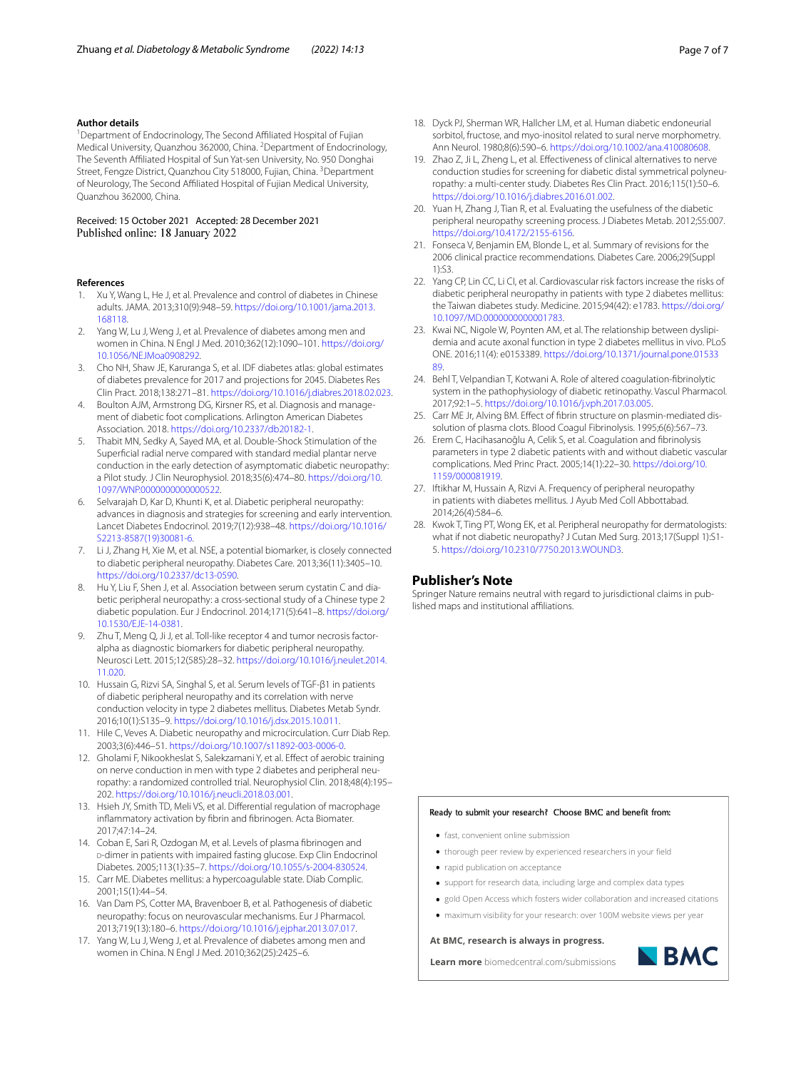### Author details

[1]Department of Endocrinology, The Second Affiliated Hospital of Fujian Medical University, Quanzhou 362000, China. [2]Department of Endocrinology, The Seventh Affiliated Hospital of Sun Yat-sen University, No. 950 Donghai Street, Fengze District, Quanzhou City 518000, Fujian, China. [3]Department of Neurology, The Second Affiliated Hospital of Fujian Medical University, Quanzhou 362000, China.

Received: 15 October 2021 Accepted: 28 December 2021
Published online: 18 January 2022

### References

1. Xu Y, Wang L, He J, et al. Prevalence and control of diabetes in Chinese adults. JAMA. 2013;310(9):948–59. https://doi.org/10.1001/jama.2013.168118.
2. Yang W, Lu J, Weng J, et al. Prevalence of diabetes among men and women in China. N Engl J Med. 2010;362(12):1090–101. https://doi.org/10.1056/NEJMoa0908292.
3. Cho NH, Shaw JE, Karuranga S, et al. IDF diabetes atlas: global estimates of diabetes prevalence for 2017 and projections for 2045. Diabetes Res Clin Pract. 2018;138:271–81. https://doi.org/10.1016/j.diabres.2018.02.023.
4. Boulton AJM, Armstrong DG, Kirsner RS, et al. Diagnosis and management of diabetic foot complications. Arlington American Diabetes Association. 2018. https://doi.org/10.2337/db20182-1.
5. Thabit MN, Sedky A, Sayed MA, et al. Double-Shock Stimulation of the Superficial radial nerve compared with standard medial plantar nerve conduction in the early detection of asymptomatic diabetic neuropathy: a Pilot study. J Clin Neurophysiol. 2018;35(6):474–80. https://doi.org/10.1097/WNP.0000000000000522.
6. Selvarajah D, Kar D, Khunti K, et al. Diabetic peripheral neuropathy: advances in diagnosis and strategies for screening and early intervention. Lancet Diabetes Endocrinol. 2019;7(12):938–48. https://doi.org/10.1016/S2213-8587(19)30081-6.
7. Li J, Zhang H, Xie M, et al. NSE, a potential biomarker, is closely connected to diabetic peripheral neuropathy. Diabetes Care. 2013;36(11):3405–10. https://doi.org/10.2337/dc13-0590.
8. Hu Y, Liu F, Shen J, et al. Association between serum cystatin C and diabetic peripheral neuropathy: a cross-sectional study of a Chinese type 2 diabetic population. Eur J Endocrinol. 2014;171(5):641–8. https://doi.org/10.1530/EJE-14-0381.
9. Zhu T, Meng Q, Ji J, et al. Toll-like receptor 4 and tumor necrosis factor-alpha as diagnostic biomarkers for diabetic peripheral neuropathy. Neurosci Lett. 2015;12(585):28–32. https://doi.org/10.1016/j.neulet.2014.11.020.
10. Hussain G, Rizvi SA, Singhal S, et al. Serum levels of TGF-β1 in patients of diabetic peripheral neuropathy and its correlation with nerve conduction velocity in type 2 diabetes mellitus. Diabetes Metab Syndr. 2016;10(1):S135–9. https://doi.org/10.1016/j.dsx.2015.10.011.
11. Hile C, Veves A. Diabetic neuropathy and microcirculation. Curr Diab Rep. 2003;3(6):446–51. https://doi.org/10.1007/s11892-003-0006-0.
12. Gholami F, Nikookheslat S, Salekzamani Y, et al. Effect of aerobic training on nerve conduction in men with type 2 diabetes and peripheral neuropathy: a randomized controlled trial. Neurophysiol Clin. 2018;48(4):195–202. https://doi.org/10.1016/j.neucli.2018.03.001.
13. Hsieh JY, Smith TD, Meli VS, et al. Differential regulation of macrophage inflammatory activation by fibrin and fibrinogen. Acta Biomater. 2017;47:14–24.
14. Coban E, Sari R, Ozdogan M, et al. Levels of plasma fibrinogen and D-dimer in patients with impaired fasting glucose. Exp Clin Endocrinol Diabetes. 2005;113(1):35–7. https://doi.org/10.1055/s-2004-830524.
15. Carr ME. Diabetes mellitus: a hypercoagulable state. Diab Complic. 2001;15(1):44–54.
16. Van Dam PS, Cotter MA, Bravenboer B, et al. Pathogenesis of diabetic neuropathy: focus on neurovascular mechanisms. Eur J Pharmacol. 2013;719(13):180–6. https://doi.org/10.1016/j.ejphar.2013.07.017.
17. Yang W, Lu J, Weng J, et al. Prevalence of diabetes among men and women in China. N Engl J Med. 2010;362(25):2425–6.
18. Dyck PJ, Sherman WR, Hallcher LM, et al. Human diabetic endoneurial sorbitol, fructose, and myo-inositol related to sural nerve morphometry. Ann Neurol. 1980;8(6):590–6. https://doi.org/10.1002/ana.410080608.
19. Zhao Z, Ji L, Zheng L, et al. Effectiveness of clinical alternatives to nerve conduction studies for screening for diabetic distal symmetrical polyneuropathy: a multi-center study. Diabetes Res Clin Pract. 2016;115(1):50–6. https://doi.org/10.1016/j.diabres.2016.01.002.
20. Yuan H, Zhang J, Tian R, et al. Evaluating the usefulness of the diabetic peripheral neuropathy screening process. J Diabetes Metab. 2012;S5:007. https://doi.org/10.4172/2155-6156.
21. Fonseca V, Benjamin EM, Blonde L, et al. Summary of revisions for the 2006 clinical practice recommendations. Diabetes Care. 2006;29(Suppl 1):S3.
22. Yang CP, Lin CC, Li CI, et al. Cardiovascular risk factors increase the risks of diabetic peripheral neuropathy in patients with type 2 diabetes mellitus: the Taiwan diabetes study. Medicine. 2015;94(42): e1783. https://doi.org/10.1097/MD.0000000000001783.
23. Kwai NC, Nigole W, Poynten AM, et al. The relationship between dyslipidemia and acute axonal function in type 2 diabetes mellitus in vivo. PLoS ONE. 2016;11(4): e0153389. https://doi.org/10.1371/journal.pone.0153389.
24. Behl T, Velpandian T, Kotwani A. Role of altered coagulation-fibrinolytic system in the pathophysiology of diabetic retinopathy. Vascul Pharmacol. 2017;92:1–5. https://doi.org/10.1016/j.vph.2017.03.005.
25. Carr ME Jr, Alving BM. Effect of fibrin structure on plasmin-mediated dissolution of plasma clots. Blood Coagul Fibrinolysis. 1995;6(6):567–73.
26. Erem C, Hacihasanoğlu A, Celik S, et al. Coagulation and fibrinolysis parameters in type 2 diabetic patients with and without diabetic vascular complications. Med Princ Pract. 2005;14(1):22–30. https://doi.org/10.1159/000081919.
27. Iftikhar M, Hussain A, Rizvi A. Frequency of peripheral neuropathy in patients with diabetes mellitus. J Ayub Med Coll Abbottabad. 2014;26(4):584–6.
28. Kwok T, Ting PT, Wong EK, et al. Peripheral neuropathy for dermatologists: what if not diabetic neuropathy? J Cutan Med Surg. 2013;17(Suppl 1):S1-5. https://doi.org/10.2310/7750.2013.WOUND3.

## Publisher's Note

Springer Nature remains neutral with regard to jurisdictional claims in published maps and institutional affiliations.

Ready to submit your research? Choose BMC and benefit from:

- fast, convenient online submission
- thorough peer review by experienced researchers in your field
- rapid publication on acceptance
- support for research data, including large and complex data types
- gold Open Access which fosters wider collaboration and increased citations
- maximum visibility for your research: over 100M website views per year

**At BMC, research is always in progress.**

**Learn more** biomedcentral.com/submissions

BMC